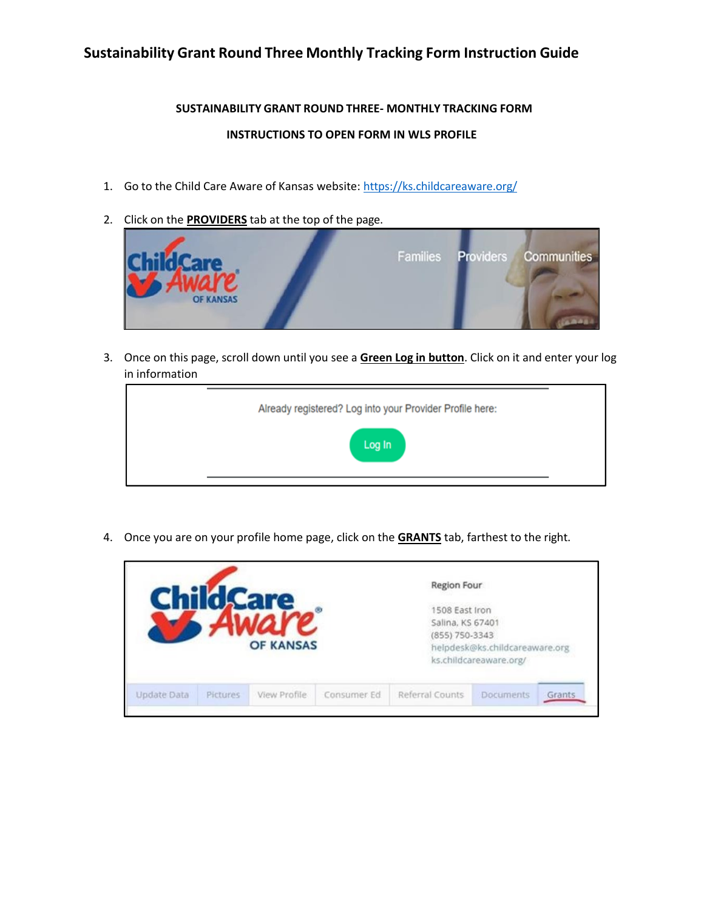# Sustainability Grant Round Three Monthly Tracking Form Instruction Guide

**SUSTAINABILITY GRANT ROUND THREE- MONTHLY TRACKING FORM**

**INSTRUCTIONS TO OPEN FORM IN WLS PROFILE**

1. Go to the Child Care Aware of Kansas website: https://ks.childcareaware.org/

2. Click on the **PROVIDERS** tab at the top of the page.

3. Once on this page, scroll down until you see a **Green Log in button**. Click on it and enter your log in information

4. Once you are on your profile home page, click on the **GRANTS** tab, farthest to the right.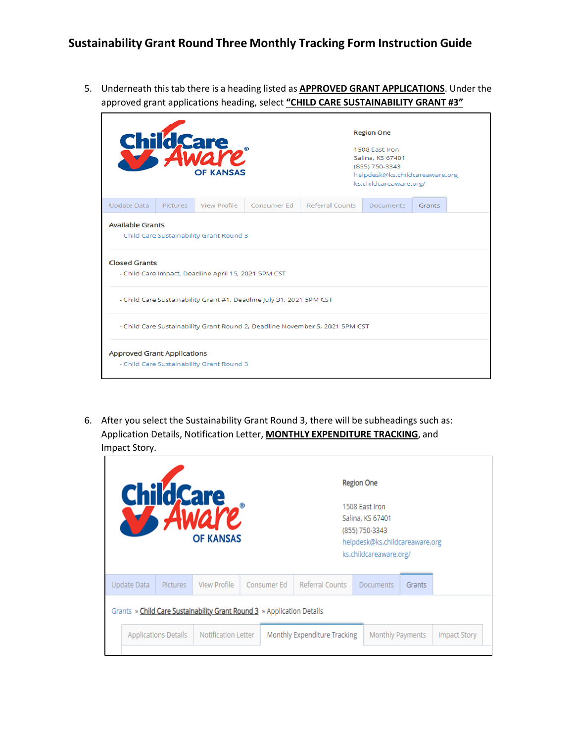5. Underneath this tab there is a heading listed as **APPROVED GRANT APPLICATIONS**. Under the approved grant applications heading, select **"CHILD CARE SUSTAINABILITY GRANT #3"**

Region One

1508 East Iron
Salina, KS 67401
(855) 750-3343
helpdesk@ks.childcareaware.org
ks.childcareaware.org/

Update Data | Pictures | View Profile | Consumer Ed | Referral Counts | Documents | Grants

Available Grants
- Child Care Sustainability Grant Round 3

Closed Grants
- Child Care Impact, Deadline April 15, 2021 5PM CST
- Child Care Sustainability Grant #1, Deadline July 31, 2021 5PM CST
- Child Care Sustainability Grant Round 2, Deadline November 5, 2021 5PM CST

Approved Grant Applications
- Child Care Sustainability Grant Round 3

6. After you select the Sustainability Grant Round 3, there will be subheadings such as: Application Details, Notification Letter, **MONTHLY EXPENDITURE TRACKING**, and Impact Story.

Region One

1508 East Iron
Salina, KS 67401
(855) 750-3343
helpdesk@ks.childcareaware.org
ks.childcareaware.org/

Update Data | Pictures | View Profile | Consumer Ed | Referral Counts | Documents | Grants

Grants » Child Care Sustainability Grant Round 3 » Application Details

Applications Details | Notification Letter | Monthly Expenditure Tracking | Monthly Payments | Impact Story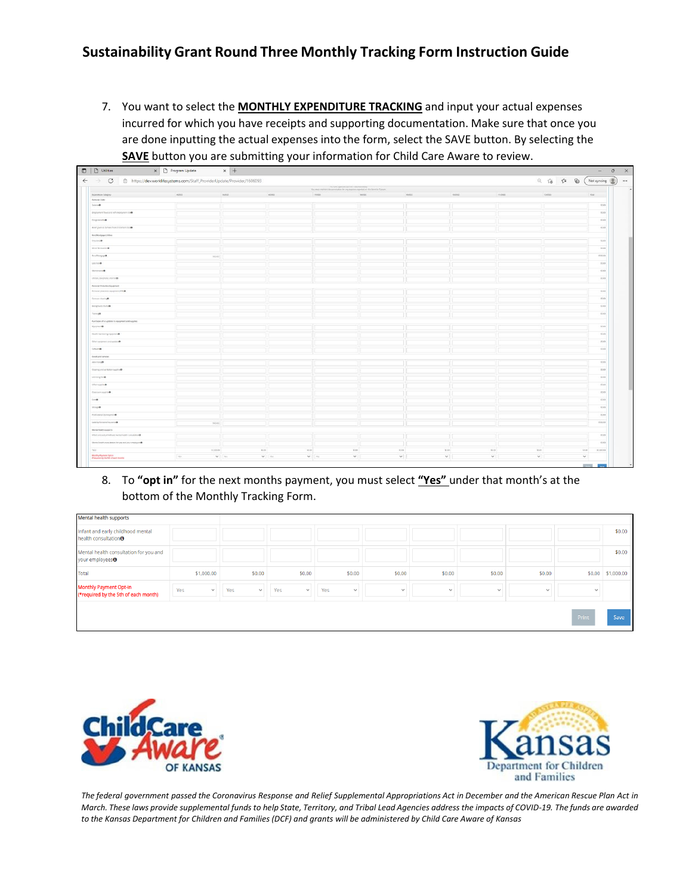# Sustainability Grant Round Three Monthly Tracking Form Instruction Guide

7. You want to select the **MONTHLY EXPENDITURE TRACKING** and input your actual expenses incurred for which you have receipts and supporting documentation. Make sure that once you are done inputting the actual expenses into the form, select the SAVE button. By selecting the **SAVE** button you are submitting your information for Child Care Aware to review.

8. To **"opt in"** for the next months payment, you must select **"Yes"** under that month's at the bottom of the Monthly Tracking Form.

| | | | | | | | | | | |
|---|---|---|---|---|---|---|---|---|---|---|
| Mental health supports | | | | | | | | | | |
| Infant and early childhood mental health consultation | | | | | | | | | | $0.00 |
| Mental health consultation for you and your employees | | | | | | | | | | $0.00 |
| Total | $1,000.00 | $0.00 | $0.00 | $0.00 | $0.00 | $0.00 | $0.00 | $0.00 | $0.00 | $1,000.00 |
| Monthly Payment Opt-in (*required by the 5th of each month) | Yes | Yes | Yes | Yes | | | | | | |

Print Save

*The federal government passed the Coronavirus Response and Relief Supplemental Appropriations Act in December and the American Rescue Plan Act in March. These laws provide supplemental funds to help State, Territory, and Tribal Lead Agencies address the impacts of COVID-19. The funds are awarded to the Kansas Department for Children and Families (DCF) and grants will be administered by Child Care Aware of Kansas*